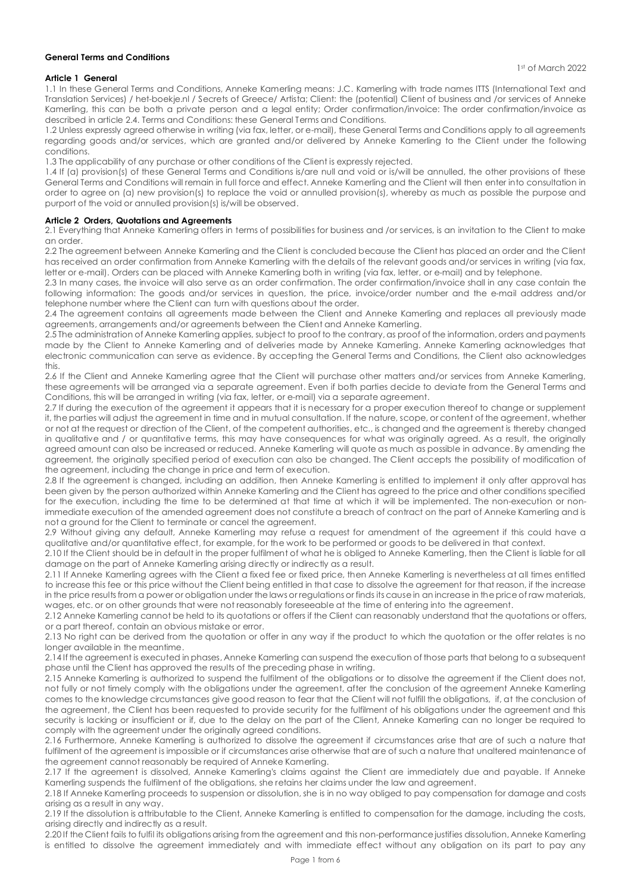**General Terms and Conditions**

1st of March 2022

**Article 1 General**

1.1 In these General Terms and Conditions, Anneke Kamerling means: J.C. Kamerling with trade names ITTS (International Text and Translation Services) / het-boekje.nl / Secrets of Greece/ Artista; Client: the (potential) Client of business and /or services of Anneke Kamerling, this can be both a private person and a legal entity; Order confirmation/invoice: The order confirmation/invoice as described in article 2.4. Terms and Conditions: these General Terms and Conditions.

1.2 Unless expressly agreed otherwise in writing (via fax, letter, or e-mail), these General Terms and Conditions apply to all agreements regarding goods and/or services, which are granted and/or delivered by Anneke Kamerling to the Client under the following conditions.

1.3 The applicability of any purchase or other conditions of the Client is expressly rejected.

1.4 If (a) provision(s) of these General Terms and Conditions is/are null and void or is/will be annulled, the other provisions of these General Terms and Conditions will remain in full force and effect. Anneke Kamerling and the Client will then enter into consultation in order to agree on (a) new provision(s) to replace the void or annulled provision(s), whereby as much as possible the purpose and purport of the void or annulled provision(s) is/will be observed.

**Article 2 Orders, Quotations and Agreements**

2.1 Everything that Anneke Kamerling offers in terms of possibilities for business and /or services, is an invitation to the Client to make an order.

2.2 The agreement between Anneke Kamerling and the Client is concluded because the Client has placed an order and the Client has received an order confirmation from Anneke Kamerling with the details of the relevant goods and/or services in writing (via fax, letter or e-mail). Orders can be placed with Anneke Kamerling both in writing (via fax, letter, or e-mail) and by telephone.

2.3 In many cases, the invoice will also serve as an order confirmation. The order confirmation/invoice shall in any case contain the following information: The goods and/or services in question, the price, invoice/order number and the e-mail address and/or telephone number where the Client can turn with questions about the order.

2.4 The agreement contains all agreements made between the Client and Anneke Kamerling and replaces all previously made agreements, arrangements and/or agreements between the Client and Anneke Kamerling.

2.5 The administration of Anneke Kamerling applies, subject to proof to the contrary, as proof of the information, orders and payments made by the Client to Anneke Kamerling and of deliveries made by Anneke Kamerling. Anneke Kamerling acknowledges that electronic communication can serve as evidence. By accepting the General Terms and Conditions, the Client also acknowledges this.

2.6 If the Client and Anneke Kamerling agree that the Client will purchase other matters and/or services from Anneke Kamerling, these agreements will be arranged via a separate agreement. Even if both parties decide to deviate from the General Terms and Conditions, this will be arranged in writing (via fax, letter, or e-mail) via a separate agreement.

2.7 If during the execution of the agreement it appears that it is necessary for a proper execution thereof to change or supplement it, the parties will adjust the agreement in time and in mutual consultation. If the nature, scope, or content of the agreement, whether or not at the request or direction of the Client, of the competent authorities, etc., is changed and the agreement is thereby changed in qualitative and / or quantitative terms, this may have consequences for what was originally agreed. As a result, the originally agreed amount can also be increased or reduced. Anneke Kamerling will quote as much as possible in advance. By amending the agreement, the originally specified period of execution can also be changed. The Client accepts the possibility of modification of the agreement, including the change in price and term of execution.

2.8 If the agreement is changed, including an addition, then Anneke Kamerling is entitled to implement it only after approval has been given by the person authorized within Anneke Kamerling and the Client has agreed to the price and other conditions specified for the execution, including the time to be determined at that time at which it will be implemented. The non-execution or non-immediate execution of the amended agreement does not constitute a breach of contract on the part of Anneke Kamerling and is not a ground for the Client to terminate or cancel the agreement.

2.9 Without giving any default, Anneke Kamerling may refuse a request for amendment of the agreement if this could have a qualitative and/or quantitative effect, for example, for the work to be performed or goods to be delivered in that context.

2.10 If the Client should be in default in the proper fulfilment of what he is obliged to Anneke Kamerling, then the Client is liable for all damage on the part of Anneke Kamerling arising directly or indirectly as a result.

2.11 If Anneke Kamerling agrees with the Client a fixed fee or fixed price, then Anneke Kamerling is nevertheless at all times entitled to increase this fee or this price without the Client being entitled in that case to dissolve the agreement for that reason, if the increase in the price results from a power or obligation under the laws or regulations or finds its cause in an increase in the price of raw materials, wages, etc. or on other grounds that were not reasonably foreseeable at the time of entering into the agreement.

2.12 Anneke Kamerling cannot be held to its quotations or offers if the Client can reasonably understand that the quotations or offers, or a part thereof, contain an obvious mistake or error.

2.13 No right can be derived from the quotation or offer in any way if the product to which the quotation or the offer relates is no longer available in the meantime.

2.14 If the agreement is executed in phases, Anneke Kamerling can suspend the execution of those parts that belong to a subsequent phase until the Client has approved the results of the preceding phase in writing.

2.15 Anneke Kamerling is authorized to suspend the fulfilment of the obligations or to dissolve the agreement if the Client does not, not fully or not timely comply with the obligations under the agreement, after the conclusion of the agreement Anneke Kamerling comes to the knowledge circumstances give good reason to fear that the Client will not fulfill the obligations, if, at the conclusion of the agreement, the Client has been requested to provide security for the fulfilment of his obligations under the agreement and this security is lacking or insufficient or if, due to the delay on the part of the Client, Anneke Kamerling can no longer be required to comply with the agreement under the originally agreed conditions.

2.16 Furthermore, Anneke Kamerling is authorized to dissolve the agreement if circumstances arise that are of such a nature that fulfilment of the agreement is impossible or if circumstances arise otherwise that are of such a nature that unaltered maintenance of the agreement cannot reasonably be required of Anneke Kamerling.

2.17 If the agreement is dissolved, Anneke Kamerling's claims against the Client are immediately due and payable. If Anneke Kamerling suspends the fulfilment of the obligations, she retains her claims under the law and agreement.

2.18 If Anneke Kamerling proceeds to suspension or dissolution, she is in no way obliged to pay compensation for damage and costs arising as a result in any way.

2.19 If the dissolution is attributable to the Client, Anneke Kamerling is entitled to compensation for the damage, including the costs, arising directly and indirectly as a result.

2.20 If the Client fails to fulfil its obligations arising from the agreement and this non-performance justifies dissolution, Anneke Kamerling is entitled to dissolve the agreement immediately and with immediate effect without any obligation on its part to pay any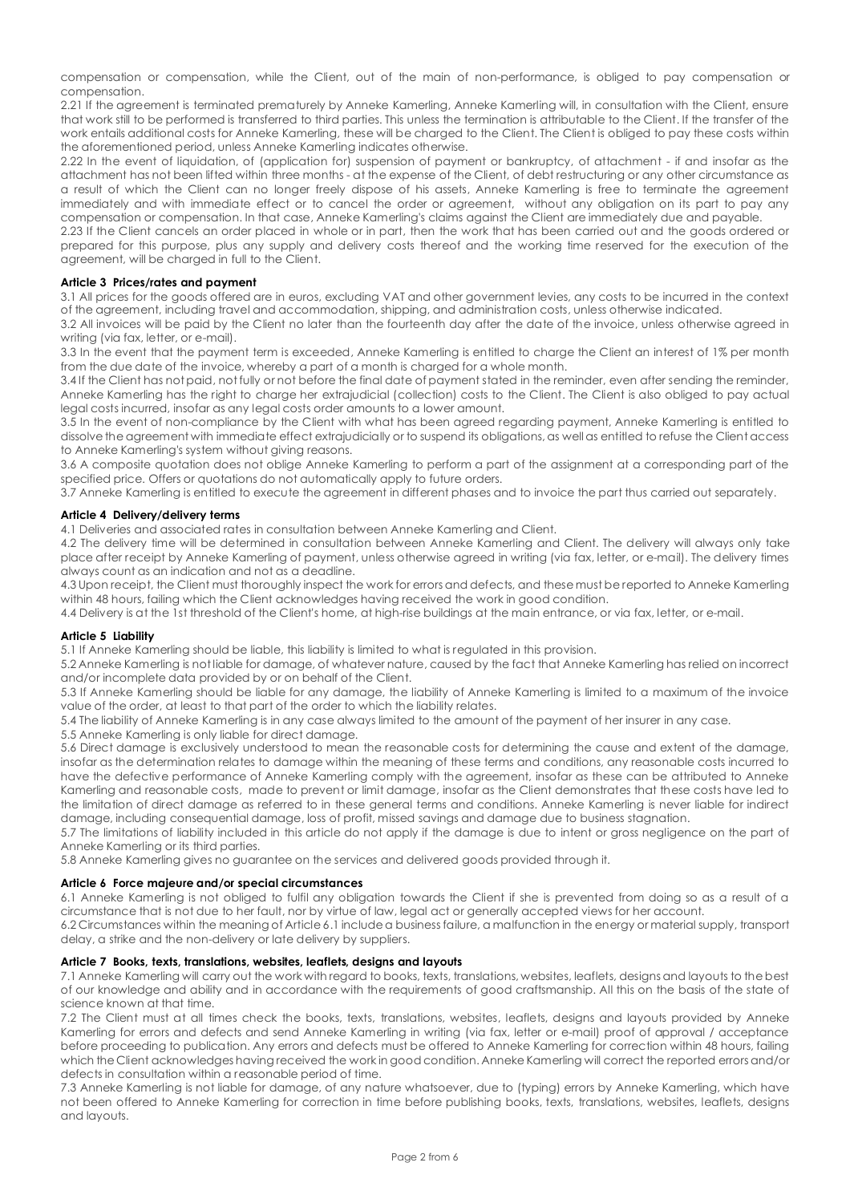compensation or compensation, while the Client, out of the main of non-performance, is obliged to pay compensation or compensation.

2.21 If the agreement is terminated prematurely by Anneke Kamerling, Anneke Kamerling will, in consultation with the Client, ensure that work still to be performed is transferred to third parties. This unless the termination is attributable to the Client. If the transfer of the work entails additional costs for Anneke Kamerling, these will be charged to the Client. The Client is obliged to pay these costs within the aforementioned period, unless Anneke Kamerling indicates otherwise.

2.22 In the event of liquidation, of (application for) suspension of payment or bankruptcy, of attachment - if and insofar as the attachment has not been lifted within three months - at the expense of the Client, of debt restructuring or any other circumstance as a result of which the Client can no longer freely dispose of his assets, Anneke Kamerling is free to terminate the agreement immediately and with immediate effect or to cancel the order or agreement, without any obligation on its part to pay any compensation or compensation. In that case, Anneke Kamerling's claims against the Client are immediately due and payable.

2.23 If the Client cancels an order placed in whole or in part, then the work that has been carried out and the goods ordered or prepared for this purpose, plus any supply and delivery costs thereof and the working time reserved for the execution of the agreement, will be charged in full to the Client.

**Article 3 Prices/rates and payment**

3.1 All prices for the goods offered are in euros, excluding VAT and other government levies, any costs to be incurred in the context of the agreement, including travel and accommodation, shipping, and administration costs, unless otherwise indicated.

3.2 All invoices will be paid by the Client no later than the fourteenth day after the date of the invoice, unless otherwise agreed in writing (via fax, letter, or e-mail).

3.3 In the event that the payment term is exceeded, Anneke Kamerling is entitled to charge the Client an interest of 1% per month from the due date of the invoice, whereby a part of a month is charged for a whole month.

3.4 If the Client has not paid, not fully or not before the final date of payment stated in the reminder, even after sending the reminder, Anneke Kamerling has the right to charge her extrajudicial (collection) costs to the Client. The Client is also obliged to pay actual legal costs incurred, insofar as any legal costs order amounts to a lower amount.

3.5 In the event of non-compliance by the Client with what has been agreed regarding payment, Anneke Kamerling is entitled to dissolve the agreement with immediate effect extrajudicially or to suspend its obligations, as well as entitled to refuse the Client access to Anneke Kamerling's system without giving reasons.

3.6 A composite quotation does not oblige Anneke Kamerling to perform a part of the assignment at a corresponding part of the specified price. Offers or quotations do not automatically apply to future orders.

3.7 Anneke Kamerling is entitled to execute the agreement in different phases and to invoice the part thus carried out separately.

**Article 4 Delivery/delivery terms**

4.1 Deliveries and associated rates in consultation between Anneke Kamerling and Client.

4.2 The delivery time will be determined in consultation between Anneke Kamerling and Client. The delivery will always only take place after receipt by Anneke Kamerling of payment, unless otherwise agreed in writing (via fax, letter, or e-mail). The delivery times always count as an indication and not as a deadline.

4.3 Upon receipt, the Client must thoroughly inspect the work for errors and defects, and these must be reported to Anneke Kamerling within 48 hours, failing which the Client acknowledges having received the work in good condition.

4.4 Delivery is at the 1st threshold of the Client's home, at high-rise buildings at the main entrance, or via fax, letter, or e-mail.

**Article 5 Liability**

5.1 If Anneke Kamerling should be liable, this liability is limited to what is regulated in this provision.

5.2 Anneke Kamerling is not liable for damage, of whatever nature, caused by the fact that Anneke Kamerling has relied on incorrect and/or incomplete data provided by or on behalf of the Client.

5.3 If Anneke Kamerling should be liable for any damage, the liability of Anneke Kamerling is limited to a maximum of the invoice value of the order, at least to that part of the order to which the liability relates.

5.4 The liability of Anneke Kamerling is in any case always limited to the amount of the payment of her insurer in any case.

5.5 Anneke Kamerling is only liable for direct damage.

5.6 Direct damage is exclusively understood to mean the reasonable costs for determining the cause and extent of the damage, insofar as the determination relates to damage within the meaning of these terms and conditions, any reasonable costs incurred to have the defective performance of Anneke Kamerling comply with the agreement, insofar as these can be attributed to Anneke Kamerling and reasonable costs, made to prevent or limit damage, insofar as the Client demonstrates that these costs have led to the limitation of direct damage as referred to in these general terms and conditions. Anneke Kamerling is never liable for indirect damage, including consequential damage, loss of profit, missed savings and damage due to business stagnation.

5.7 The limitations of liability included in this article do not apply if the damage is due to intent or gross negligence on the part of Anneke Kamerling or its third parties.

5.8 Anneke Kamerling gives no guarantee on the services and delivered goods provided through it.

**Article 6 Force majeure and/or special circumstances**

6.1 Anneke Kamerling is not obliged to fulfil any obligation towards the Client if she is prevented from doing so as a result of a circumstance that is not due to her fault, nor by virtue of law, legal act or generally accepted views for her account.

6.2 Circumstances within the meaning of Article 6.1 include a business failure, a malfunction in the energy or material supply, transport delay, a strike and the non-delivery or late delivery by suppliers.

**Article 7 Books, texts, translations, websites, leaflets, designs and layouts**

7.1 Anneke Kamerling will carry out the work with regard to books, texts, translations, websites, leaflets, designs and layouts to the best of our knowledge and ability and in accordance with the requirements of good craftsmanship. All this on the basis of the state of science known at that time.

7.2 The Client must at all times check the books, texts, translations, websites, leaflets, designs and layouts provided by Anneke Kamerling for errors and defects and send Anneke Kamerling in writing (via fax, letter or e-mail) proof of approval / acceptance before proceeding to publication. Any errors and defects must be offered to Anneke Kamerling for correction within 48 hours, failing which the Client acknowledges having received the work in good condition. Anneke Kamerling will correct the reported errors and/or defects in consultation within a reasonable period of time.

7.3 Anneke Kamerling is not liable for damage, of any nature whatsoever, due to (typing) errors by Anneke Kamerling, which have not been offered to Anneke Kamerling for correction in time before publishing books, texts, translations, websites, leaflets, designs and layouts.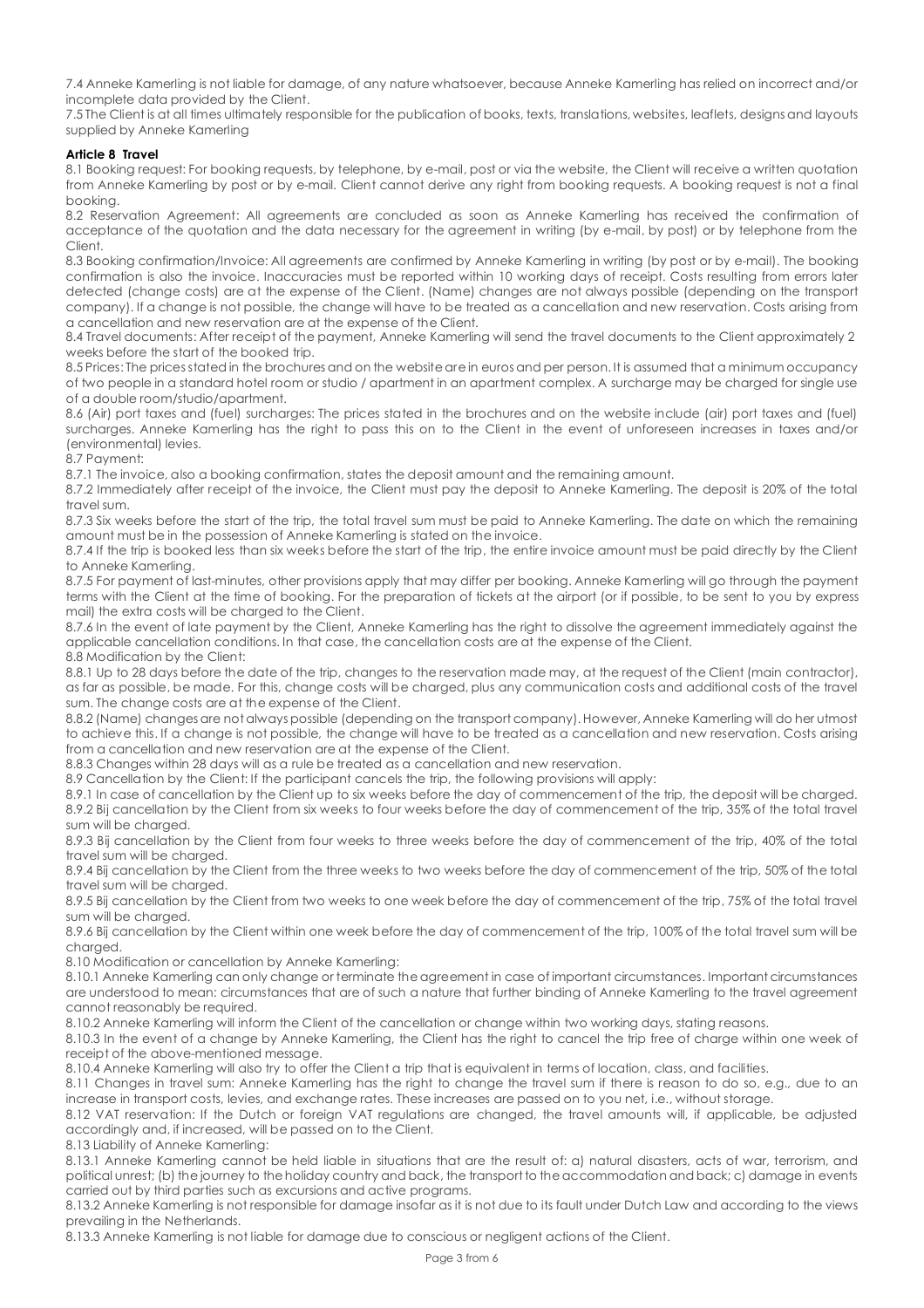7.4 Anneke Kamerling is not liable for damage, of any nature whatsoever, because Anneke Kamerling has relied on incorrect and/or incomplete data provided by the Client.

7.5 The Client is at all times ultimately responsible for the publication of books, texts, translations, websites, leaflets, designs and layouts supplied by Anneke Kamerling

**Article 8 Travel**

8.1 Booking request: For booking requests, by telephone, by e-mail, post or via the website, the Client will receive a written quotation from Anneke Kamerling by post or by e-mail. Client cannot derive any right from booking requests. A booking request is not a final booking.

8.2 Reservation Agreement: All agreements are concluded as soon as Anneke Kamerling has received the confirmation of acceptance of the quotation and the data necessary for the agreement in writing (by e-mail, by post) or by telephone from the Client.

8.3 Booking confirmation/Invoice: All agreements are confirmed by Anneke Kamerling in writing (by post or by e-mail). The booking confirmation is also the invoice. Inaccuracies must be reported within 10 working days of receipt. Costs resulting from errors later detected (change costs) are at the expense of the Client. (Name) changes are not always possible (depending on the transport company). If a change is not possible, the change will have to be treated as a cancellation and new reservation. Costs arising from a cancellation and new reservation are at the expense of the Client.

8.4 Travel documents: After receipt of the payment, Anneke Kamerling will send the travel documents to the Client approximately 2 weeks before the start of the booked trip.

8.5 Prices: The prices stated in the brochures and on the website are in euros and per person. It is assumed that a minimum occupancy of two people in a standard hotel room or studio / apartment in an apartment complex. A surcharge may be charged for single use of a double room/studio/apartment.

8.6 (Air) port taxes and (fuel) surcharges: The prices stated in the brochures and on the website include (air) port taxes and (fuel) surcharges. Anneke Kamerling has the right to pass this on to the Client in the event of unforeseen increases in taxes and/or (environmental) levies.

8.7 Payment:

8.7.1 The invoice, also a booking confirmation, states the deposit amount and the remaining amount.

8.7.2 Immediately after receipt of the invoice, the Client must pay the deposit to Anneke Kamerling. The deposit is 20% of the total travel sum.

8.7.3 Six weeks before the start of the trip, the total travel sum must be paid to Anneke Kamerling. The date on which the remaining amount must be in the possession of Anneke Kamerling is stated on the invoice.

8.7.4 If the trip is booked less than six weeks before the start of the trip, the entire invoice amount must be paid directly by the Client to Anneke Kamerling.

8.7.5 For payment of last-minutes, other provisions apply that may differ per booking. Anneke Kamerling will go through the payment terms with the Client at the time of booking. For the preparation of tickets at the airport (or if possible, to be sent to you by express mail) the extra costs will be charged to the Client.

8.7.6 In the event of late payment by the Client, Anneke Kamerling has the right to dissolve the agreement immediately against the applicable cancellation conditions. In that case, the cancellation costs are at the expense of the Client.

8.8 Modification by the Client:

8.8.1 Up to 28 days before the date of the trip, changes to the reservation made may, at the request of the Client (main contractor), as far as possible, be made. For this, change costs will be charged, plus any communication costs and additional costs of the travel sum. The change costs are at the expense of the Client.

8.8.2 (Name) changes are not always possible (depending on the transport company). However, Anneke Kamerling will do her utmost to achieve this. If a change is not possible, the change will have to be treated as a cancellation and new reservation. Costs arising from a cancellation and new reservation are at the expense of the Client.

8.8.3 Changes within 28 days will as a rule be treated as a cancellation and new reservation.

8.9 Cancellation by the Client: If the participant cancels the trip, the following provisions will apply:

8.9.1 In case of cancellation by the Client up to six weeks before the day of commencement of the trip, the deposit will be charged.

8.9.2 Bij cancellation by the Client from six weeks to four weeks before the day of commencement of the trip, 35% of the total travel sum will be charged.

8.9.3 Bij cancellation by the Client from four weeks to three weeks before the day of commencement of the trip, 40% of the total travel sum will be charged.

8.9.4 Bij cancellation by the Client from the three weeks to two weeks before the day of commencement of the trip, 50% of the total travel sum will be charged.

8.9.5 Bij cancellation by the Client from two weeks to one week before the day of commencement of the trip, 75% of the total travel sum will be charged.

8.9.6 Bij cancellation by the Client within one week before the day of commencement of the trip, 100% of the total travel sum will be charged.

8.10 Modification or cancellation by Anneke Kamerling:

8.10.1 Anneke Kamerling can only change or terminate the agreement in case of important circumstances. Important circumstances are understood to mean: circumstances that are of such a nature that further binding of Anneke Kamerling to the travel agreement cannot reasonably be required.

8.10.2 Anneke Kamerling will inform the Client of the cancellation or change within two working days, stating reasons.

8.10.3 In the event of a change by Anneke Kamerling, the Client has the right to cancel the trip free of charge within one week of receipt of the above-mentioned message.

8.10.4 Anneke Kamerling will also try to offer the Client a trip that is equivalent in terms of location, class, and facilities.

8.11 Changes in travel sum: Anneke Kamerling has the right to change the travel sum if there is reason to do so, e.g., due to an increase in transport costs, levies, and exchange rates. These increases are passed on to you net, i.e., without storage.

8.12 VAT reservation: If the Dutch or foreign VAT regulations are changed, the travel amounts will, if applicable, be adjusted accordingly and, if increased, will be passed on to the Client.

8.13 Liability of Anneke Kamerling:

8.13.1 Anneke Kamerling cannot be held liable in situations that are the result of: a) natural disasters, acts of war, terrorism, and political unrest; (b) the journey to the holiday country and back, the transport to the accommodation and back; c) damage in events carried out by third parties such as excursions and active programs.

8.13.2 Anneke Kamerling is not responsible for damage insofar as it is not due to its fault under Dutch Law and according to the views prevailing in the Netherlands.

8.13.3 Anneke Kamerling is not liable for damage due to conscious or negligent actions of the Client.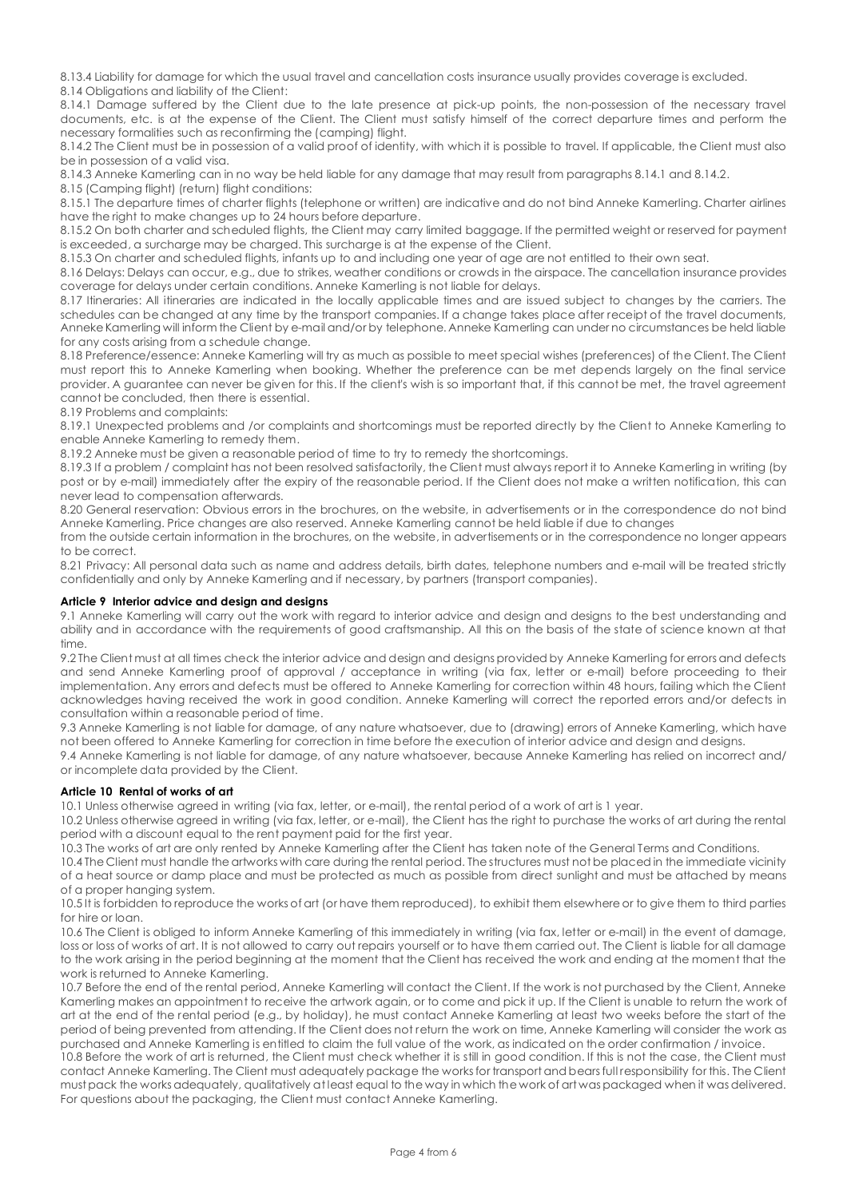8.13.4 Liability for damage for which the usual travel and cancellation costs insurance usually provides coverage is excluded.

8.14 Obligations and liability of the Client:

8.14.1 Damage suffered by the Client due to the late presence at pick-up points, the non-possession of the necessary travel documents, etc. is at the expense of the Client. The Client must satisfy himself of the correct departure times and perform the necessary formalities such as reconfirming the (camping) flight.

8.14.2 The Client must be in possession of a valid proof of identity, with which it is possible to travel. If applicable, the Client must also be in possession of a valid visa.

8.14.3 Anneke Kamerling can in no way be held liable for any damage that may result from paragraphs 8.14.1 and 8.14.2.

8.15 (Camping flight) (return) flight conditions:

8.15.1 The departure times of charter flights (telephone or written) are indicative and do not bind Anneke Kamerling. Charter airlines have the right to make changes up to 24 hours before departure.

8.15.2 On both charter and scheduled flights, the Client may carry limited baggage. If the permitted weight or reserved for payment is exceeded, a surcharge may be charged. This surcharge is at the expense of the Client.

8.15.3 On charter and scheduled flights, infants up to and including one year of age are not entitled to their own seat.

8.16 Delays: Delays can occur, e.g., due to strikes, weather conditions or crowds in the airspace. The cancellation insurance provides coverage for delays under certain conditions. Anneke Kamerling is not liable for delays.

8.17 Itineraries: All itineraries are indicated in the locally applicable times and are issued subject to changes by the carriers. The schedules can be changed at any time by the transport companies. If a change takes place after receipt of the travel documents, Anneke Kamerling will inform the Client by e-mail and/or by telephone. Anneke Kamerling can under no circumstances be held liable for any costs arising from a schedule change.

8.18 Preference/essence: Anneke Kamerling will try as much as possible to meet special wishes (preferences) of the Client. The Client must report this to Anneke Kamerling when booking. Whether the preference can be met depends largely on the final service provider. A guarantee can never be given for this. If the client's wish is so important that, if this cannot be met, the travel agreement cannot be concluded, then there is essential.

8.19 Problems and complaints:

8.19.1 Unexpected problems and /or complaints and shortcomings must be reported directly by the Client to Anneke Kamerling to enable Anneke Kamerling to remedy them.

8.19.2 Anneke must be given a reasonable period of time to try to remedy the shortcomings.

8.19.3 If a problem / complaint has not been resolved satisfactorily, the Client must always report it to Anneke Kamerling in writing (by post or by e-mail) immediately after the expiry of the reasonable period. If the Client does not make a written notification, this can never lead to compensation afterwards.

8.20 General reservation: Obvious errors in the brochures, on the website, in advertisements or in the correspondence do not bind Anneke Kamerling. Price changes are also reserved. Anneke Kamerling cannot be held liable if due to changes from the outside certain information in the brochures, on the website, in advertisements or in the correspondence no longer appears to be correct.

8.21 Privacy: All personal data such as name and address details, birth dates, telephone numbers and e-mail will be treated strictly confidentially and only by Anneke Kamerling and if necessary, by partners (transport companies).

## Article 9 Interior advice and design and designs

9.1 Anneke Kamerling will carry out the work with regard to interior advice and design and designs to the best understanding and ability and in accordance with the requirements of good craftsmanship. All this on the basis of the state of science known at that time.

9.2 The Client must at all times check the interior advice and design and designs provided by Anneke Kamerling for errors and defects and send Anneke Kamerling proof of approval / acceptance in writing (via fax, letter or e-mail) before proceeding to their implementation. Any errors and defects must be offered to Anneke Kamerling for correction within 48 hours, failing which the Client acknowledges having received the work in good condition. Anneke Kamerling will correct the reported errors and/or defects in consultation within a reasonable period of time.

9.3 Anneke Kamerling is not liable for damage, of any nature whatsoever, due to (drawing) errors of Anneke Kamerling, which have not been offered to Anneke Kamerling for correction in time before the execution of interior advice and design and designs.

9.4 Anneke Kamerling is not liable for damage, of any nature whatsoever, because Anneke Kamerling has relied on incorrect and/ or incomplete data provided by the Client.

## Article 10 Rental of works of art

10.1 Unless otherwise agreed in writing (via fax, letter, or e-mail), the rental period of a work of art is 1 year.

10.2 Unless otherwise agreed in writing (via fax, letter, or e-mail), the Client has the right to purchase the works of art during the rental period with a discount equal to the rent payment paid for the first year.

10.3 The works of art are only rented by Anneke Kamerling after the Client has taken note of the General Terms and Conditions.

10.4 The Client must handle the artworks with care during the rental period. The structures must not be placed in the immediate vicinity of a heat source or damp place and must be protected as much as possible from direct sunlight and must be attached by means of a proper hanging system.

10.5 It is forbidden to reproduce the works of art (or have them reproduced), to exhibit them elsewhere or to give them to third parties for hire or loan.

10.6 The Client is obliged to inform Anneke Kamerling of this immediately in writing (via fax, letter or e-mail) in the event of damage, loss or loss of works of art. It is not allowed to carry out repairs yourself or to have them carried out. The Client is liable for all damage to the work arising in the period beginning at the moment that the Client has received the work and ending at the moment that the work is returned to Anneke Kamerling.

10.7 Before the end of the rental period, Anneke Kamerling will contact the Client. If the work is not purchased by the Client, Anneke Kamerling makes an appointment to receive the artwork again, or to come and pick it up. If the Client is unable to return the work of art at the end of the rental period (e.g., by holiday), he must contact Anneke Kamerling at least two weeks before the start of the period of being prevented from attending. If the Client does not return the work on time, Anneke Kamerling will consider the work as purchased and Anneke Kamerling is entitled to claim the full value of the work, as indicated on the order confirmation / invoice.

10.8 Before the work of art is returned, the Client must check whether it is still in good condition. If this is not the case, the Client must contact Anneke Kamerling. The Client must adequately package the works for transport and bears full responsibility for this. The Client must pack the works adequately, qualitatively at least equal to the way in which the work of art was packaged when it was delivered. For questions about the packaging, the Client must contact Anneke Kamerling.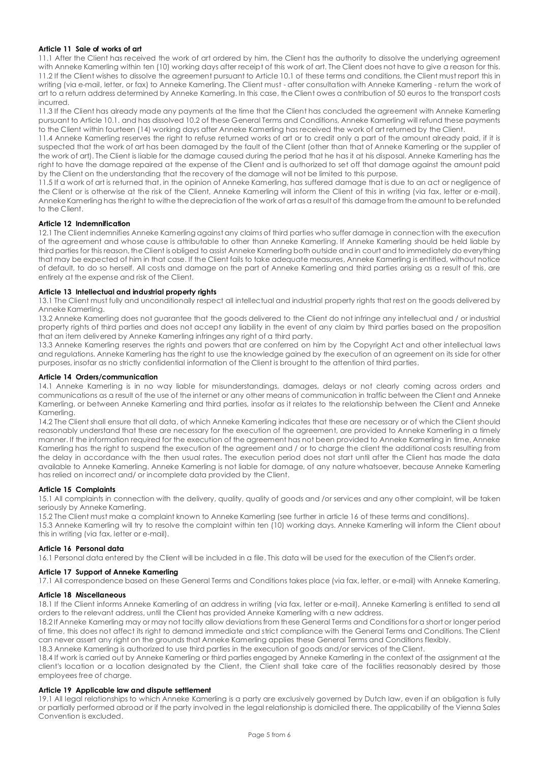#### Article 11 Sale of works of art

11.1 After the Client has received the work of art ordered by him, the Client has the authority to dissolve the underlying agreement with Anneke Kamerling within ten (10) working days after receipt of this work of art. The Client does not have to give a reason for this.
11.2 If the Client wishes to dissolve the agreement pursuant to Article 10.1 of these terms and conditions, the Client must report this in writing (via e-mail, letter, or fax) to Anneke Kamerling. The Client must - after consultation with Anneke Kamerling - return the work of art to a return address determined by Anneke Kamerling. In this case, the Client owes a contribution of 50 euros to the transport costs incurred.
11.3 If the Client has already made any payments at the time that the Client has concluded the agreement with Anneke Kamerling pursuant to Article 10.1. and has dissolved 10.2 of these General Terms and Conditions, Anneke Kamerling will refund these payments to the Client within fourteen (14) working days after Anneke Kamerling has received the work of art returned by the Client.
11.4 Anneke Kamerling reserves the right to refuse returned works of art or to credit only a part of the amount already paid, if it is suspected that the work of art has been damaged by the fault of the Client (other than that of Anneke Kamerling or the supplier of the work of art). The Client is liable for the damage caused during the period that he has it at his disposal. Anneke Kamerling has the right to have the damage repaired at the expense of the Client and is authorized to set off that damage against the amount paid by the Client on the understanding that the recovery of the damage will not be limited to this purpose.
11.5 If a work of art is returned that, in the opinion of Anneke Kamerling, has suffered damage that is due to an act or negligence of the Client or is otherwise at the risk of the Client, Anneke Kamerling will inform the Client of this in writing (via fax, letter or e-mail). Anneke Kamerling has the right to withe the depreciation of the work of art as a result of this damage from the amount to be refunded to the Client.

#### Article 12 Indemnification

12.1 The Client indemnifies Anneke Kamerling against any claims of third parties who suffer damage in connection with the execution of the agreement and whose cause is attributable to other than Anneke Kamerling. If Anneke Kamerling should be held liable by third parties for this reason, the Client is obliged to assist Anneke Kamerling both outside and in court and to immediately do everything that may be expected of him in that case. If the Client fails to take adequate measures, Anneke Kamerling is entitled, without notice of default, to do so herself. All costs and damage on the part of Anneke Kamerling and third parties arising as a result of this, are entirely at the expense and risk of the Client.

#### Article 13 Intellectual and industrial property rights

13.1 The Client must fully and unconditionally respect all intellectual and industrial property rights that rest on the goods delivered by Anneke Kamerling.
13.2 Anneke Kamerling does not guarantee that the goods delivered to the Client do not infringe any intellectual and / or industrial property rights of third parties and does not accept any liability in the event of any claim by third parties based on the proposition that an item delivered by Anneke Kamerling infringes any right of a third party.
13.3 Anneke Kamerling reserves the rights and powers that are conferred on him by the Copyright Act and other intellectual laws and regulations. Anneke Kamerling has the right to use the knowledge gained by the execution of an agreement on its side for other purposes, insofar as no strictly confidential information of the Client is brought to the attention of third parties.

#### Article 14 Orders/communication

14.1 Anneke Kamerling is in no way liable for misunderstandings, damages, delays or not clearly coming across orders and communications as a result of the use of the internet or any other means of communication in traffic between the Client and Anneke Kamerling, or between Anneke Kamerling and third parties, insofar as it relates to the relationship between the Client and Anneke Kamerling.
14.2 The Client shall ensure that all data, of which Anneke Kamerling indicates that these are necessary or of which the Client should reasonably understand that these are necessary for the execution of the agreement, are provided to Anneke Kamerling in a timely manner. If the information required for the execution of the agreement has not been provided to Anneke Kamerling in time, Anneke Kamerling has the right to suspend the execution of the agreement and / or to charge the client the additional costs resulting from the delay in accordance with the then usual rates. The execution period does not start until after the Client has made the data available to Anneke Kamerling. Anneke Kamerling is not liable for damage, of any nature whatsoever, because Anneke Kamerling has relied on incorrect and/ or incomplete data provided by the Client.

#### Article 15 Complaints

15.1 All complaints in connection with the delivery, quality, quality of goods and /or services and any other complaint, will be taken seriously by Anneke Kamerling.
15.2 The Client must make a complaint known to Anneke Kamerling (see further in article 16 of these terms and conditions).
15.3 Anneke Kamerling will try to resolve the complaint within ten (10) working days. Anneke Kamerling will inform the Client about this in writing (via fax, letter or e-mail).

#### Article 16 Personal data

16.1 Personal data entered by the Client will be included in a file. This data will be used for the execution of the Client's order.

#### Article 17 Support of Anneke Kamerling

17.1 All correspondence based on these General Terms and Conditions takes place (via fax, letter, or e-mail) with Anneke Kamerling.

#### Article 18 Miscellaneous

18.1 If the Client informs Anneke Kamerling of an address in writing (via fax, letter or e-mail), Anneke Kamerling is entitled to send all orders to the relevant address, until the Client has provided Anneke Kamerling with a new address.
18.2 If Anneke Kamerling may or may not tacitly allow deviations from these General Terms and Conditions for a short or longer period of time, this does not affect its right to demand immediate and strict compliance with the General Terms and Conditions. The Client can never assert any right on the grounds that Anneke Kamerling applies these General Terms and Conditions flexibly.
18.3 Anneke Kamerling is authorized to use third parties in the execution of goods and/or services of the Client.
18.4 If work is carried out by Anneke Kamerling or third parties engaged by Anneke Kamerling in the context of the assignment at the client's location or a location designated by the Client, the Client shall take care of the facilities reasonably desired by those employees free of charge.

#### Article 19 Applicable law and dispute settlement

19.1 All legal relationships to which Anneke Kamerling is a party are exclusively governed by Dutch law, even if an obligation is fully or partially performed abroad or if the party involved in the legal relationship is domiciled there. The applicability of the Vienna Sales Convention is excluded.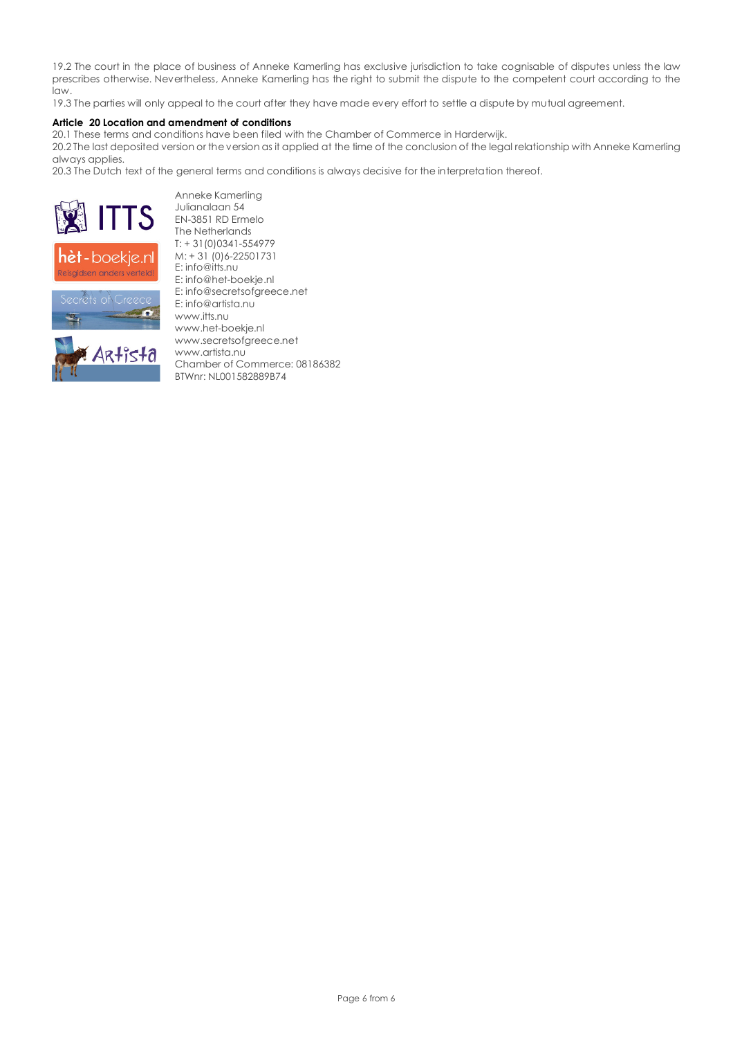19.2 The court in the place of business of Anneke Kamerling has exclusive jurisdiction to take cognisable of disputes unless the law prescribes otherwise. Nevertheless, Anneke Kamerling has the right to submit the dispute to the competent court according to the law.
19.3 The parties will only appeal to the court after they have made every effort to settle a dispute by mutual agreement.

**Article 20 Location and amendment of conditions**
20.1 These terms and conditions have been filed with the Chamber of Commerce in Harderwijk.
20.2 The last deposited version or the version as it applied at the time of the conclusion of the legal relationship with Anneke Kamerling always applies.
20.3 The Dutch text of the general terms and conditions is always decisive for the interpretation thereof.

Anneke Kamerling
Julianalaan 54
EN-3851 RD Ermelo
The Netherlands
T: + 31(0)0341-554979
M: + 31 (0)6-22501731
E: info@itts.nu
E: info@het-boekje.nl
E: info@secretsofgreece.net
E: info@artista.nu
www.itts.nu
www.het-boekje.nl
www.secretsofgreece.net
www.artista.nu
Chamber of Commerce: 08186382
BTWnr: NL001582889B74